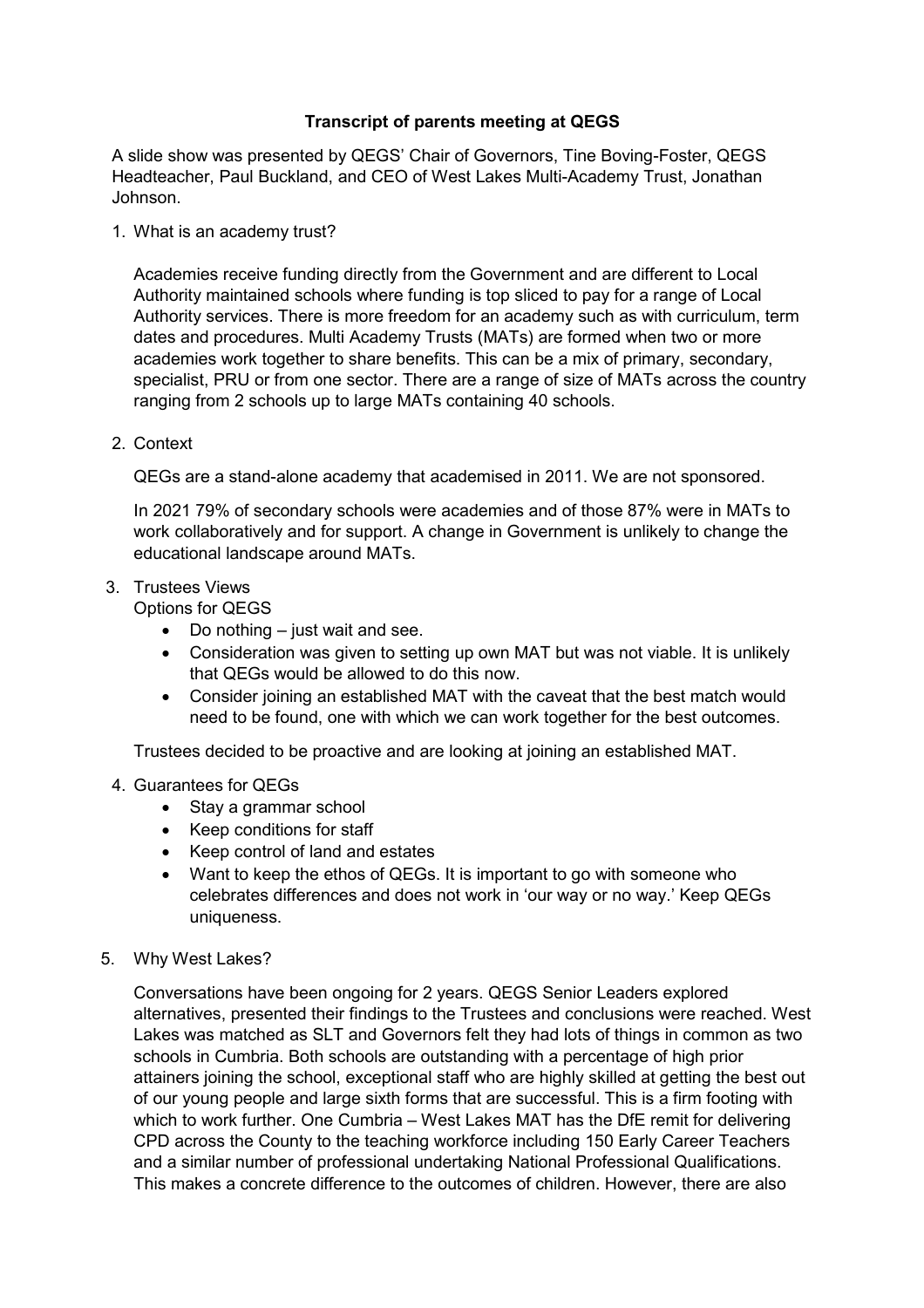# Transcript of parents meeting at QEGS

A slide show was presented by QEGS' Chair of Governors, Tine Boving-Foster, QEGS Headteacher, Paul Buckland, and CEO of West Lakes Multi-Academy Trust, Jonathan Johnson.

1. What is an academy trust?

   Academies receive funding directly from the Government and are different to Local Authority maintained schools where funding is top sliced to pay for a range of Local Authority services. There is more freedom for an academy such as with curriculum, term dates and procedures. Multi Academy Trusts (MATs) are formed when two or more academies work together to share benefits. This can be a mix of primary, secondary, specialist, PRU or from one sector. There are a range of size of MATs across the country ranging from 2 schools up to large MATs containing 40 schools.

2. Context

   QEGs are a stand-alone academy that academised in 2011. We are not sponsored.

   In 2021 79% of secondary schools were academies and of those 87% were in MATs to work collaboratively and for support. A change in Government is unlikely to change the educational landscape around MATs.

3. Trustees Views

   Options for QEGS
   - Do nothing – just wait and see.
   - Consideration was given to setting up own MAT but was not viable. It is unlikely that QEGs would be allowed to do this now.
   - Consider joining an established MAT with the caveat that the best match would need to be found, one with which we can work together for the best outcomes.

   Trustees decided to be proactive and are looking at joining an established MAT.

4. Guarantees for QEGs
   - Stay a grammar school
   - Keep conditions for staff
   - Keep control of land and estates
   - Want to keep the ethos of QEGs. It is important to go with someone who celebrates differences and does not work in 'our way or no way.' Keep QEGs uniqueness.

5. Why West Lakes?

   Conversations have been ongoing for 2 years. QEGS Senior Leaders explored alternatives, presented their findings to the Trustees and conclusions were reached. West Lakes was matched as SLT and Governors felt they had lots of things in common as two schools in Cumbria. Both schools are outstanding with a percentage of high prior attainers joining the school, exceptional staff who are highly skilled at getting the best out of our young people and large sixth forms that are successful. This is a firm footing with which to work further. One Cumbria – West Lakes MAT has the DfE remit for delivering CPD across the County to the teaching workforce including 150 Early Career Teachers and a similar number of professional undertaking National Professional Qualifications. This makes a concrete difference to the outcomes of children. However, there are also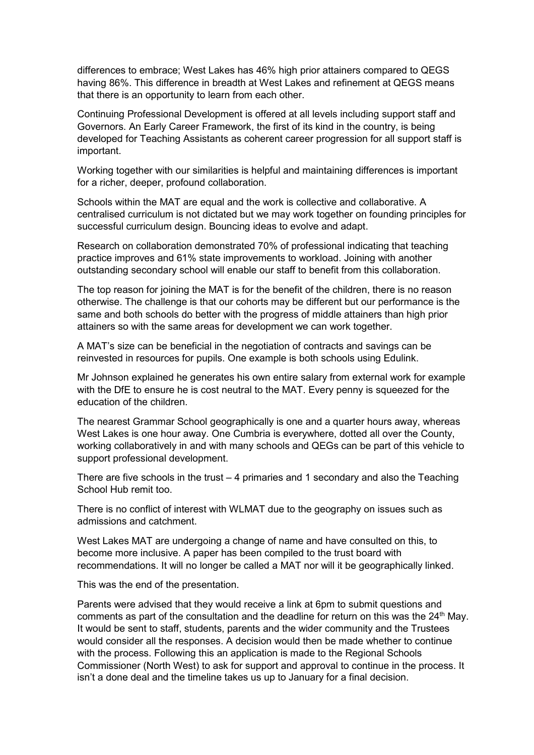differences to embrace; West Lakes has 46% high prior attainers compared to QEGS having 86%. This difference in breadth at West Lakes and refinement at QEGS means that there is an opportunity to learn from each other.

Continuing Professional Development is offered at all levels including support staff and Governors. An Early Career Framework, the first of its kind in the country, is being developed for Teaching Assistants as coherent career progression for all support staff is important.

Working together with our similarities is helpful and maintaining differences is important for a richer, deeper, profound collaboration.

Schools within the MAT are equal and the work is collective and collaborative. A centralised curriculum is not dictated but we may work together on founding principles for successful curriculum design. Bouncing ideas to evolve and adapt.

Research on collaboration demonstrated 70% of professional indicating that teaching practice improves and 61% state improvements to workload. Joining with another outstanding secondary school will enable our staff to benefit from this collaboration.

The top reason for joining the MAT is for the benefit of the children, there is no reason otherwise. The challenge is that our cohorts may be different but our performance is the same and both schools do better with the progress of middle attainers than high prior attainers so with the same areas for development we can work together.

A MAT's size can be beneficial in the negotiation of contracts and savings can be reinvested in resources for pupils. One example is both schools using Edulink.

Mr Johnson explained he generates his own entire salary from external work for example with the DfE to ensure he is cost neutral to the MAT. Every penny is squeezed for the education of the children.

The nearest Grammar School geographically is one and a quarter hours away, whereas West Lakes is one hour away. One Cumbria is everywhere, dotted all over the County, working collaboratively in and with many schools and QEGs can be part of this vehicle to support professional development.

There are five schools in the trust – 4 primaries and 1 secondary and also the Teaching School Hub remit too.

There is no conflict of interest with WLMAT due to the geography on issues such as admissions and catchment.

West Lakes MAT are undergoing a change of name and have consulted on this, to become more inclusive. A paper has been compiled to the trust board with recommendations. It will no longer be called a MAT nor will it be geographically linked.

This was the end of the presentation.

Parents were advised that they would receive a link at 6pm to submit questions and comments as part of the consultation and the deadline for return on this was the 24th May. It would be sent to staff, students, parents and the wider community and the Trustees would consider all the responses. A decision would then be made whether to continue with the process. Following this an application is made to the Regional Schools Commissioner (North West) to ask for support and approval to continue in the process. It isn't a done deal and the timeline takes us up to January for a final decision.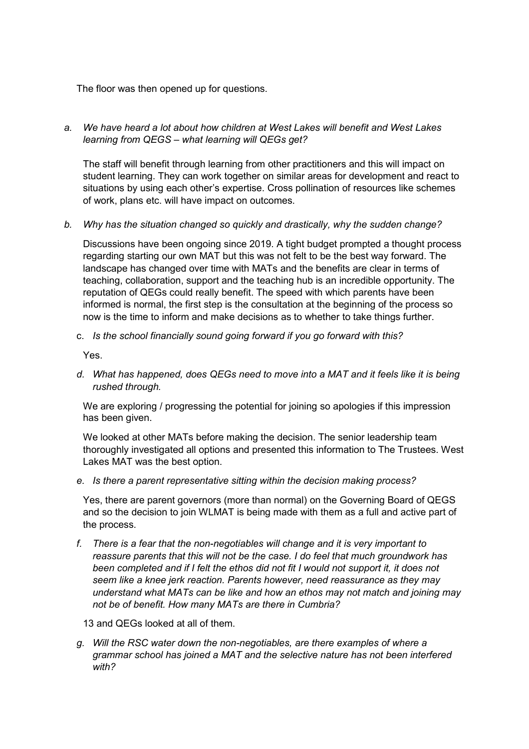The floor was then opened up for questions.

a. *We have heard a lot about how children at West Lakes will benefit and West Lakes learning from QEGS – what learning will QEGs get?*

   The staff will benefit through learning from other practitioners and this will impact on student learning. They can work together on similar areas for development and react to situations by using each other's expertise. Cross pollination of resources like schemes of work, plans etc. will have impact on outcomes.

b. *Why has the situation changed so quickly and drastically, why the sudden change?*

   Discussions have been ongoing since 2019. A tight budget prompted a thought process regarding starting our own MAT but this was not felt to be the best way forward. The landscape has changed over time with MATs and the benefits are clear in terms of teaching, collaboration, support and the teaching hub is an incredible opportunity. The reputation of QEGs could really benefit. The speed with which parents have been informed is normal, the first step is the consultation at the beginning of the process so now is the time to inform and make decisions as to whether to take things further.

c. *Is the school financially sound going forward if you go forward with this?*

   Yes.

d. *What has happened, does QEGs need to move into a MAT and it feels like it is being rushed through.*

   We are exploring / progressing the potential for joining so apologies if this impression has been given.

   We looked at other MATs before making the decision. The senior leadership team thoroughly investigated all options and presented this information to The Trustees. West Lakes MAT was the best option.

e. *Is there a parent representative sitting within the decision making process?*

   Yes, there are parent governors (more than normal) on the Governing Board of QEGS and so the decision to join WLMAT is being made with them as a full and active part of the process.

f. *There is a fear that the non-negotiables will change and it is very important to reassure parents that this will not be the case. I do feel that much groundwork has been completed and if I felt the ethos did not fit I would not support it, it does not seem like a knee jerk reaction. Parents however, need reassurance as they may understand what MATs can be like and how an ethos may not match and joining may not be of benefit. How many MATs are there in Cumbria?*

   13 and QEGs looked at all of them.

g. *Will the RSC water down the non-negotiables, are there examples of where a grammar school has joined a MAT and the selective nature has not been interfered with?*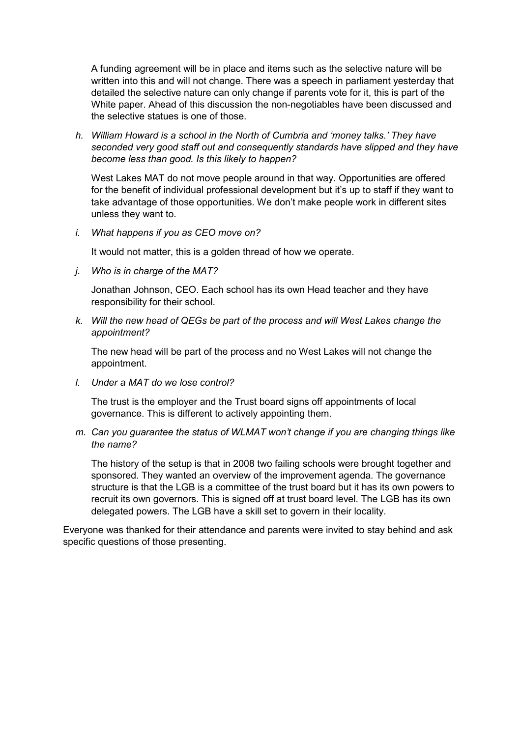A funding agreement will be in place and items such as the selective nature will be written into this and will not change. There was a speech in parliament yesterday that detailed the selective nature can only change if parents vote for it, this is part of the White paper. Ahead of this discussion the non-negotiables have been discussed and the selective statues is one of those.

h. *William Howard is a school in the North of Cumbria and 'money talks.' They have seconded very good staff out and consequently standards have slipped and they have become less than good. Is this likely to happen?*

   West Lakes MAT do not move people around in that way. Opportunities are offered for the benefit of individual professional development but it's up to staff if they want to take advantage of those opportunities. We don't make people work in different sites unless they want to.

i. *What happens if you as CEO move on?*

   It would not matter, this is a golden thread of how we operate.

j. *Who is in charge of the MAT?*

   Jonathan Johnson, CEO. Each school has its own Head teacher and they have responsibility for their school.

k. *Will the new head of QEGs be part of the process and will West Lakes change the appointment?*

   The new head will be part of the process and no West Lakes will not change the appointment.

l. *Under a MAT do we lose control?*

   The trust is the employer and the Trust board signs off appointments of local governance. This is different to actively appointing them.

m. *Can you guarantee the status of WLMAT won't change if you are changing things like the name?*

   The history of the setup is that in 2008 two failing schools were brought together and sponsored. They wanted an overview of the improvement agenda. The governance structure is that the LGB is a committee of the trust board but it has its own powers to recruit its own governors. This is signed off at trust board level. The LGB has its own delegated powers. The LGB have a skill set to govern in their locality.

Everyone was thanked for their attendance and parents were invited to stay behind and ask specific questions of those presenting.